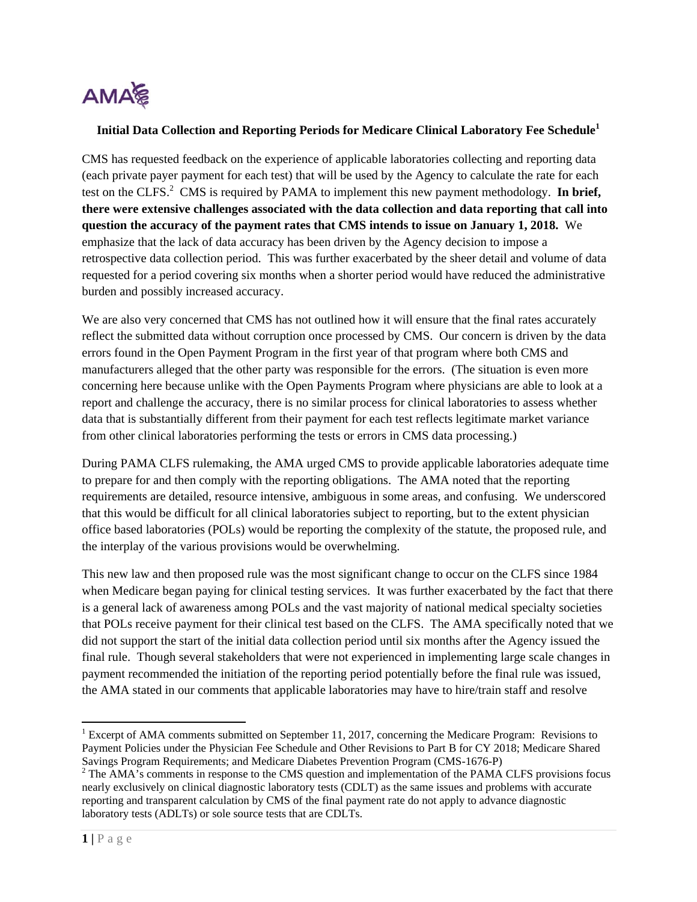AMA

**Initial Data Collection and Reporting Periods for Medicare Clinical Laboratory Fee Schedule**[1]

CMS has requested feedback on the experience of applicable laboratories collecting and reporting data (each private payer payment for each test) that will be used by the Agency to calculate the rate for each test on the CLFS.[2] CMS is required by PAMA to implement this new payment methodology. **In brief, there were extensive challenges associated with the data collection and data reporting that call into question the accuracy of the payment rates that CMS intends to issue on January 1, 2018.** We emphasize that the lack of data accuracy has been driven by the Agency decision to impose a retrospective data collection period. This was further exacerbated by the sheer detail and volume of data requested for a period covering six months when a shorter period would have reduced the administrative burden and possibly increased accuracy.

We are also very concerned that CMS has not outlined how it will ensure that the final rates accurately reflect the submitted data without corruption once processed by CMS. Our concern is driven by the data errors found in the Open Payment Program in the first year of that program where both CMS and manufacturers alleged that the other party was responsible for the errors. (The situation is even more concerning here because unlike with the Open Payments Program where physicians are able to look at a report and challenge the accuracy, there is no similar process for clinical laboratories to assess whether data that is substantially different from their payment for each test reflects legitimate market variance from other clinical laboratories performing the tests or errors in CMS data processing.)

During PAMA CLFS rulemaking, the AMA urged CMS to provide applicable laboratories adequate time to prepare for and then comply with the reporting obligations. The AMA noted that the reporting requirements are detailed, resource intensive, ambiguous in some areas, and confusing. We underscored that this would be difficult for all clinical laboratories subject to reporting, but to the extent physician office based laboratories (POLs) would be reporting the complexity of the statute, the proposed rule, and the interplay of the various provisions would be overwhelming.

This new law and then proposed rule was the most significant change to occur on the CLFS since 1984 when Medicare began paying for clinical testing services. It was further exacerbated by the fact that there is a general lack of awareness among POLs and the vast majority of national medical specialty societies that POLs receive payment for their clinical test based on the CLFS. The AMA specifically noted that we did not support the start of the initial data collection period until six months after the Agency issued the final rule. Though several stakeholders that were not experienced in implementing large scale changes in payment recommended the initiation of the reporting period potentially before the final rule was issued, the AMA stated in our comments that applicable laboratories may have to hire/train staff and resolve

---

[1] Excerpt of AMA comments submitted on September 11, 2017, concerning the Medicare Program: Revisions to Payment Policies under the Physician Fee Schedule and Other Revisions to Part B for CY 2018; Medicare Shared Savings Program Requirements; and Medicare Diabetes Prevention Program (CMS-1676-P)

[2] The AMA's comments in response to the CMS question and implementation of the PAMA CLFS provisions focus nearly exclusively on clinical diagnostic laboratory tests (CDLT) as the same issues and problems with accurate reporting and transparent calculation by CMS of the final payment rate do not apply to advance diagnostic laboratory tests (ADLTs) or sole source tests that are CDLTs.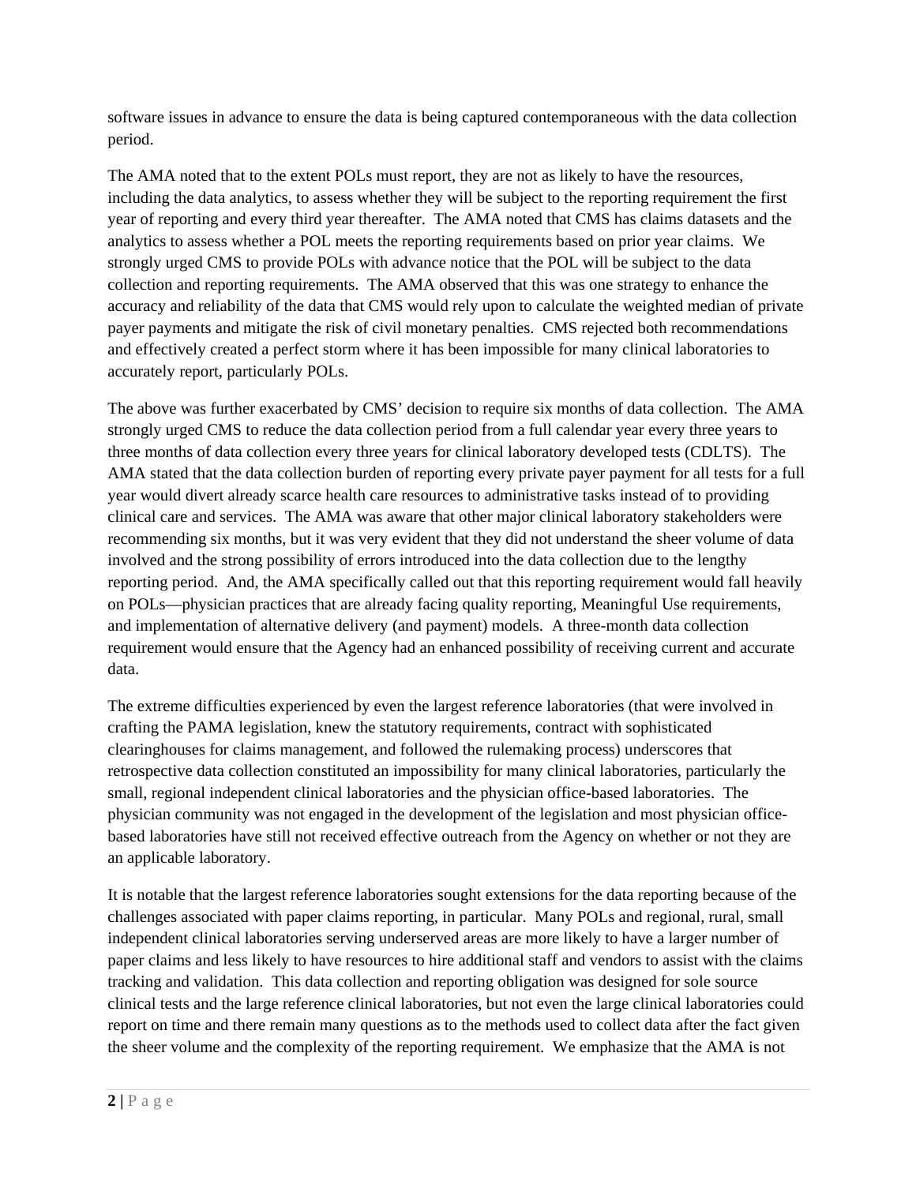software issues in advance to ensure the data is being captured contemporaneous with the data collection period.

The AMA noted that to the extent POLs must report, they are not as likely to have the resources, including the data analytics, to assess whether they will be subject to the reporting requirement the first year of reporting and every third year thereafter. The AMA noted that CMS has claims datasets and the analytics to assess whether a POL meets the reporting requirements based on prior year claims. We strongly urged CMS to provide POLs with advance notice that the POL will be subject to the data collection and reporting requirements. The AMA observed that this was one strategy to enhance the accuracy and reliability of the data that CMS would rely upon to calculate the weighted median of private payer payments and mitigate the risk of civil monetary penalties. CMS rejected both recommendations and effectively created a perfect storm where it has been impossible for many clinical laboratories to accurately report, particularly POLs.

The above was further exacerbated by CMS' decision to require six months of data collection. The AMA strongly urged CMS to reduce the data collection period from a full calendar year every three years to three months of data collection every three years for clinical laboratory developed tests (CDLTS). The AMA stated that the data collection burden of reporting every private payer payment for all tests for a full year would divert already scarce health care resources to administrative tasks instead of to providing clinical care and services. The AMA was aware that other major clinical laboratory stakeholders were recommending six months, but it was very evident that they did not understand the sheer volume of data involved and the strong possibility of errors introduced into the data collection due to the lengthy reporting period. And, the AMA specifically called out that this reporting requirement would fall heavily on POLs—physician practices that are already facing quality reporting, Meaningful Use requirements, and implementation of alternative delivery (and payment) models. A three-month data collection requirement would ensure that the Agency had an enhanced possibility of receiving current and accurate data.

The extreme difficulties experienced by even the largest reference laboratories (that were involved in crafting the PAMA legislation, knew the statutory requirements, contract with sophisticated clearinghouses for claims management, and followed the rulemaking process) underscores that retrospective data collection constituted an impossibility for many clinical laboratories, particularly the small, regional independent clinical laboratories and the physician office-based laboratories. The physician community was not engaged in the development of the legislation and most physician office-based laboratories have still not received effective outreach from the Agency on whether or not they are an applicable laboratory.

It is notable that the largest reference laboratories sought extensions for the data reporting because of the challenges associated with paper claims reporting, in particular. Many POLs and regional, rural, small independent clinical laboratories serving underserved areas are more likely to have a larger number of paper claims and less likely to have resources to hire additional staff and vendors to assist with the claims tracking and validation. This data collection and reporting obligation was designed for sole source clinical tests and the large reference clinical laboratories, but not even the large clinical laboratories could report on time and there remain many questions as to the methods used to collect data after the fact given the sheer volume and the complexity of the reporting requirement. We emphasize that the AMA is not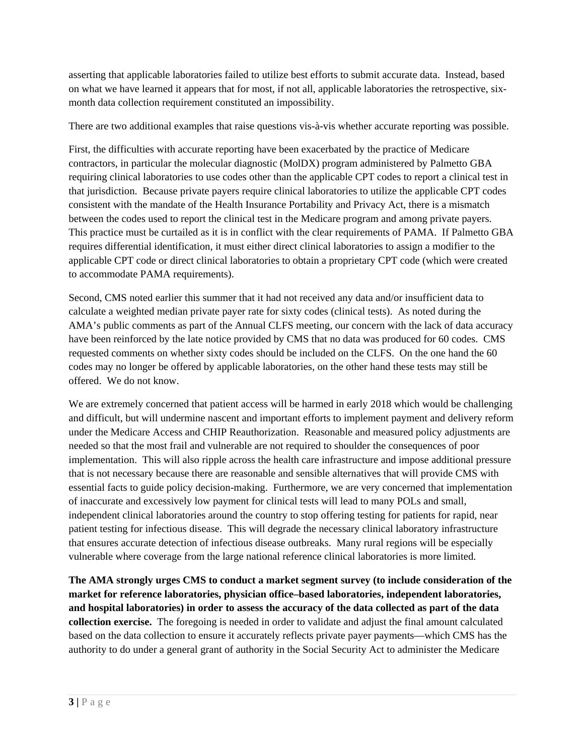asserting that applicable laboratories failed to utilize best efforts to submit accurate data. Instead, based on what we have learned it appears that for most, if not all, applicable laboratories the retrospective, six-month data collection requirement constituted an impossibility.

There are two additional examples that raise questions vis-à-vis whether accurate reporting was possible.

First, the difficulties with accurate reporting have been exacerbated by the practice of Medicare contractors, in particular the molecular diagnostic (MolDX) program administered by Palmetto GBA requiring clinical laboratories to use codes other than the applicable CPT codes to report a clinical test in that jurisdiction. Because private payers require clinical laboratories to utilize the applicable CPT codes consistent with the mandate of the Health Insurance Portability and Privacy Act, there is a mismatch between the codes used to report the clinical test in the Medicare program and among private payers. This practice must be curtailed as it is in conflict with the clear requirements of PAMA. If Palmetto GBA requires differential identification, it must either direct clinical laboratories to assign a modifier to the applicable CPT code or direct clinical laboratories to obtain a proprietary CPT code (which were created to accommodate PAMA requirements).

Second, CMS noted earlier this summer that it had not received any data and/or insufficient data to calculate a weighted median private payer rate for sixty codes (clinical tests). As noted during the AMA's public comments as part of the Annual CLFS meeting, our concern with the lack of data accuracy have been reinforced by the late notice provided by CMS that no data was produced for 60 codes. CMS requested comments on whether sixty codes should be included on the CLFS. On the one hand the 60 codes may no longer be offered by applicable laboratories, on the other hand these tests may still be offered. We do not know.

We are extremely concerned that patient access will be harmed in early 2018 which would be challenging and difficult, but will undermine nascent and important efforts to implement payment and delivery reform under the Medicare Access and CHIP Reauthorization. Reasonable and measured policy adjustments are needed so that the most frail and vulnerable are not required to shoulder the consequences of poor implementation. This will also ripple across the health care infrastructure and impose additional pressure that is not necessary because there are reasonable and sensible alternatives that will provide CMS with essential facts to guide policy decision-making. Furthermore, we are very concerned that implementation of inaccurate and excessively low payment for clinical tests will lead to many POLs and small, independent clinical laboratories around the country to stop offering testing for patients for rapid, near patient testing for infectious disease. This will degrade the necessary clinical laboratory infrastructure that ensures accurate detection of infectious disease outbreaks. Many rural regions will be especially vulnerable where coverage from the large national reference clinical laboratories is more limited.

**The AMA strongly urges CMS to conduct a market segment survey (to include consideration of the market for reference laboratories, physician office–based laboratories, independent laboratories, and hospital laboratories) in order to assess the accuracy of the data collected as part of the data collection exercise.** The foregoing is needed in order to validate and adjust the final amount calculated based on the data collection to ensure it accurately reflects private payer payments—which CMS has the authority to do under a general grant of authority in the Social Security Act to administer the Medicare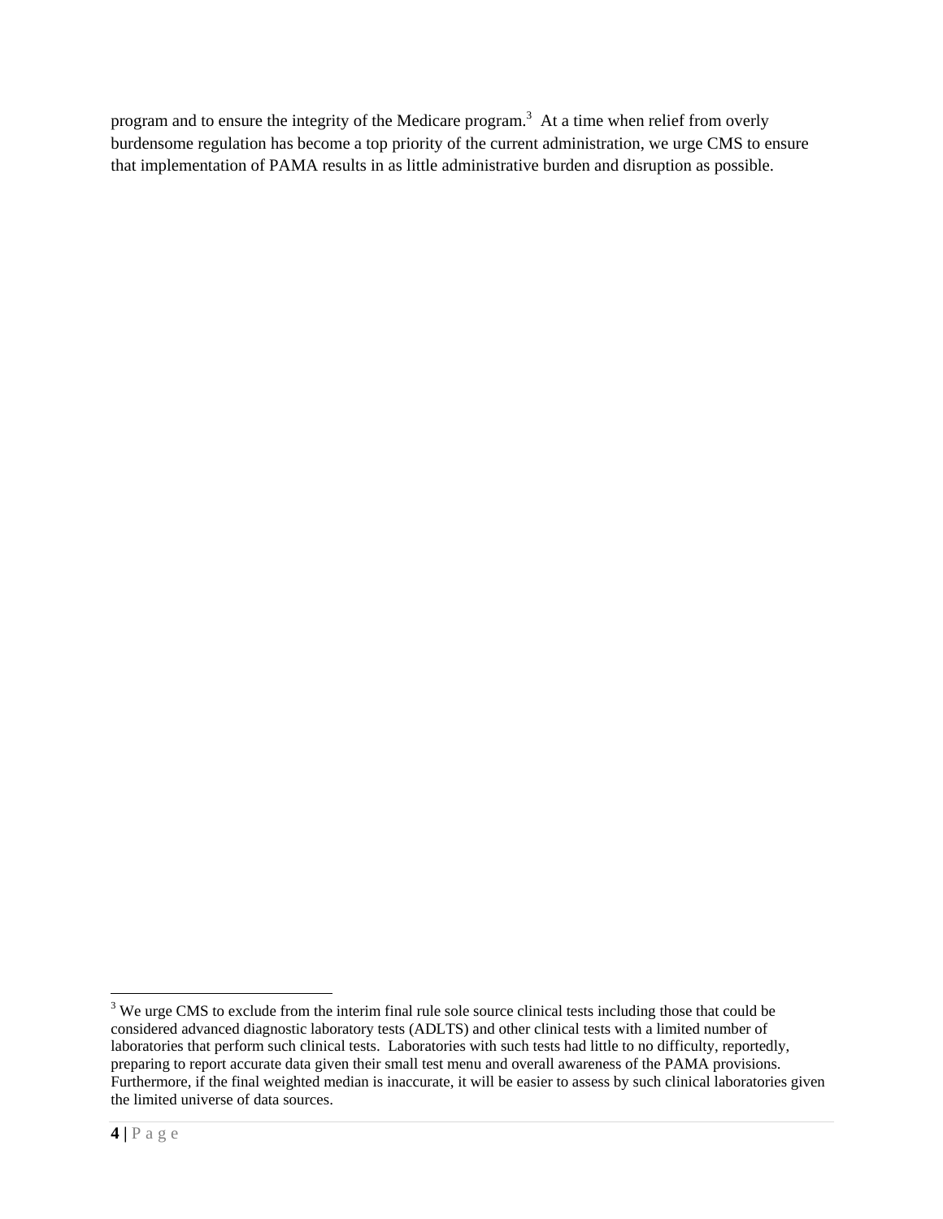program and to ensure the integrity of the Medicare program.[3] At a time when relief from overly burdensome regulation has become a top priority of the current administration, we urge CMS to ensure that implementation of PAMA results in as little administrative burden and disruption as possible.

---

[3] We urge CMS to exclude from the interim final rule sole source clinical tests including those that could be considered advanced diagnostic laboratory tests (ADLTS) and other clinical tests with a limited number of laboratories that perform such clinical tests. Laboratories with such tests had little to no difficulty, reportedly, preparing to report accurate data given their small test menu and overall awareness of the PAMA provisions. Furthermore, if the final weighted median is inaccurate, it will be easier to assess by such clinical laboratories given the limited universe of data sources.